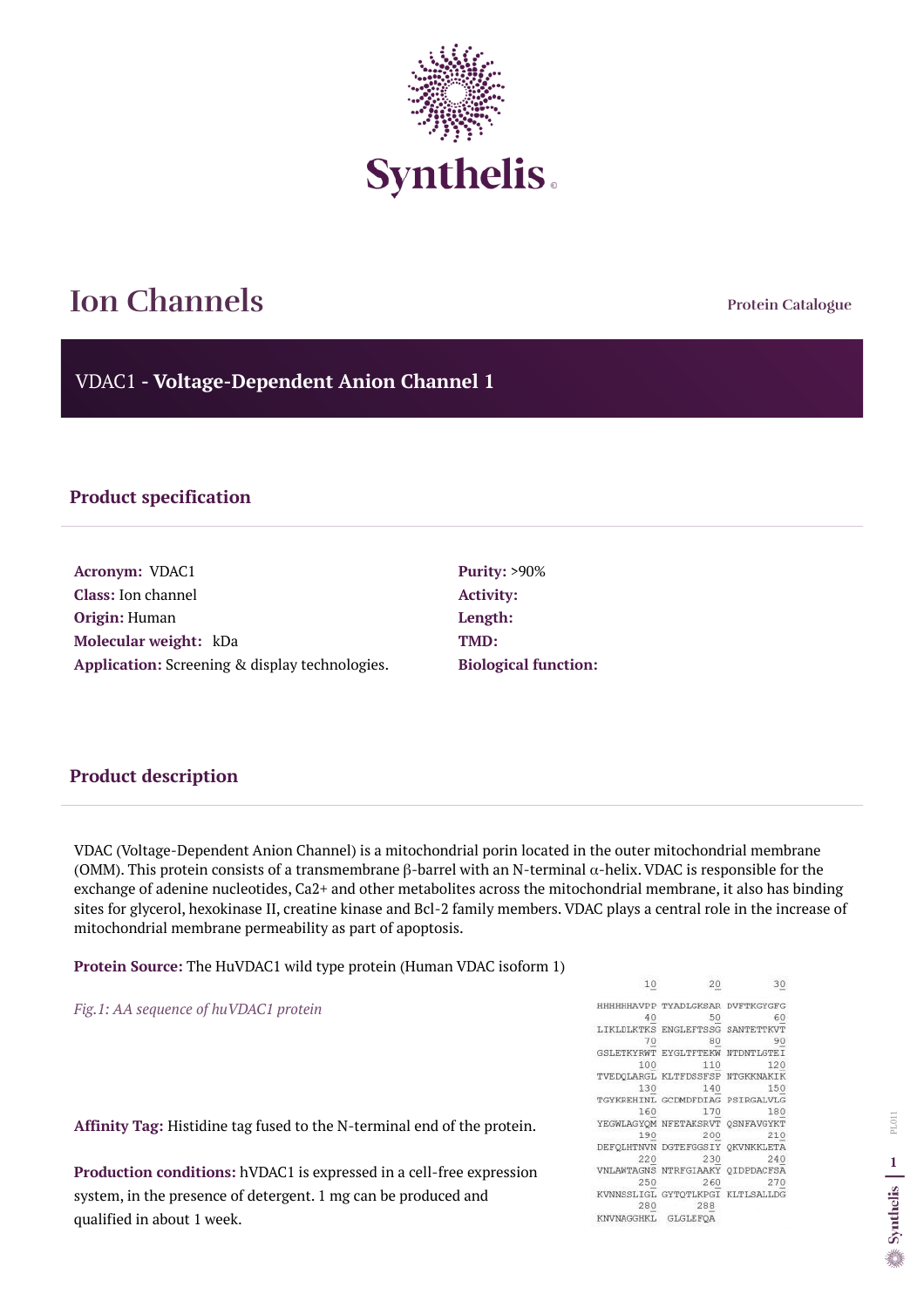# Ion Channels

Protein Catalogue

## VDAC1 - **Voltage-Dependent Anion Channel 1**

### Product specification

**Acronym:** VDAC1
**Class:** Ion channel
**Origin:** Human
**Molecular weight:** kDa
**Application:** Screening & display technologies.

**Purity:** >90%
**Activity:**
**Length:**
**TMD:**
**Biological function:**

### Product description

VDAC (Voltage-Dependent Anion Channel) is a mitochondrial porin located in the outer mitochondrial membrane (OMM). This protein consists of a transmembrane β-barrel with an N-terminal α-helix. VDAC is responsible for the exchange of adenine nucleotides, $Ca^{2+}$ and other metabolites across the mitochondrial membrane, it also has binding sites for glycerol, hexokinase II, creatine kinase and Bcl-2 family members. VDAC plays a central role in the increase of mitochondrial membrane permeability as part of apoptosis.

**Protein Source:** The HuVDAC1 wild type protein (Human VDAC isoform 1)

*Fig.1: AA sequence of huVDAC1 protein*

```
        10         20         30
HHHHHHAVPP TYADLGKSAR DVFTKGYGFG
        40         50         60
LIKLDLKTKS ENGLEFTSSG SANTETTKVT
        70         80         90
GSLETKYRWT EYGLTFTEKW NTDNTLGTEI
       100        110        120
TVEDQLARGL KLTFDSSFSP NTGKKNAKIK
       130        140        150
TGYKREHINL GCDMDFDIAG PSIRGALVLG
       160        170        180
YEGWLAGYQM NFETAKSRVT QSNFAVGYKT
       190        200        210
DEFQLHTNVN DGTEFGGSIY QKVNKKLETA
       220        230        240
VNLAWTAGNS NTRFGIAAKY QIDPDACFSA
       250        260        270
KVNNSSLIGL GYTQTLKPGI KLTLSALLDG
       280        288
KNVNAGGHKL GLGLEFQA
```

**Affinity Tag:** Histidine tag fused to the N-terminal end of the protein.

**Production conditions:** hVDAC1 is expressed in a cell-free expression system, in the presence of detergent. 1 mg can be produced and qualified in about 1 week.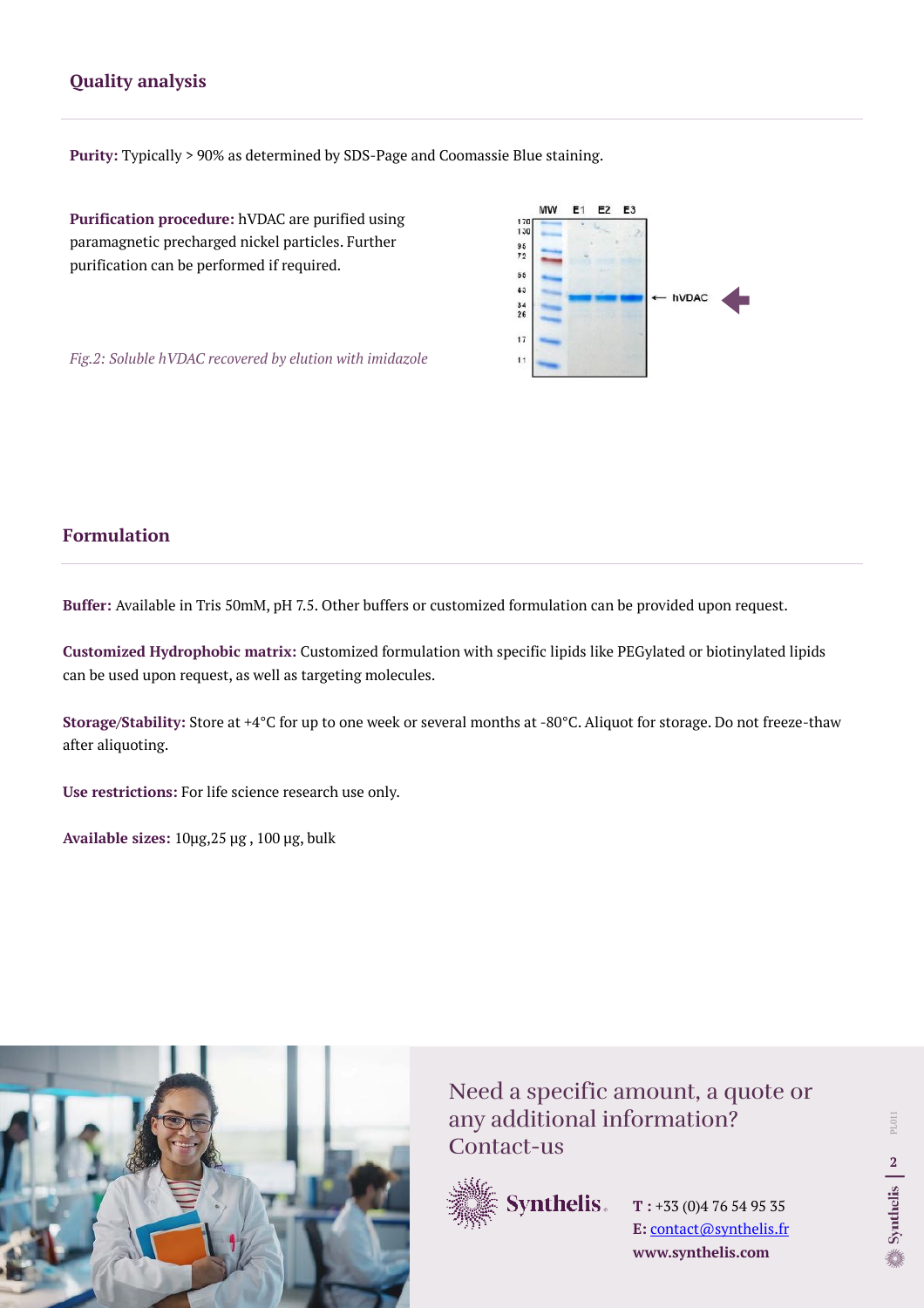## Quality analysis

**Purity:** Typically > 90% as determined by SDS-Page and Coomassie Blue staining.

**Purification procedure:** hVDAC are purified using paramagnetic precharged nickel particles. Further purification can be performed if required.

MW E1 E2 E3

170
130
95
72
55
43
34
26
17
11

← hVDAC

*Fig.2: Soluble hVDAC recovered by elution with imidazole*

## Formulation

**Buffer:** Available in Tris 50mM, pH 7.5. Other buffers or customized formulation can be provided upon request.

**Customized Hydrophobic matrix:** Customized formulation with specific lipids like PEGylated or biotinylated lipids can be used upon request, as well as targeting molecules.

**Storage/Stability:** Store at +4°C for up to one week or several months at -80°C. Aliquot for storage. Do not freeze-thaw after aliquoting.

**Use restrictions:** For life science research use only.

**Available sizes:** 10µg,25 µg , 100 µg, bulk

Need a specific amount, a quote or any additional information? Contact-us

Synthelis

**T :** +33 (0)4 76 54 95 35
**E:** contact@synthelis.fr
**www.synthelis.com**